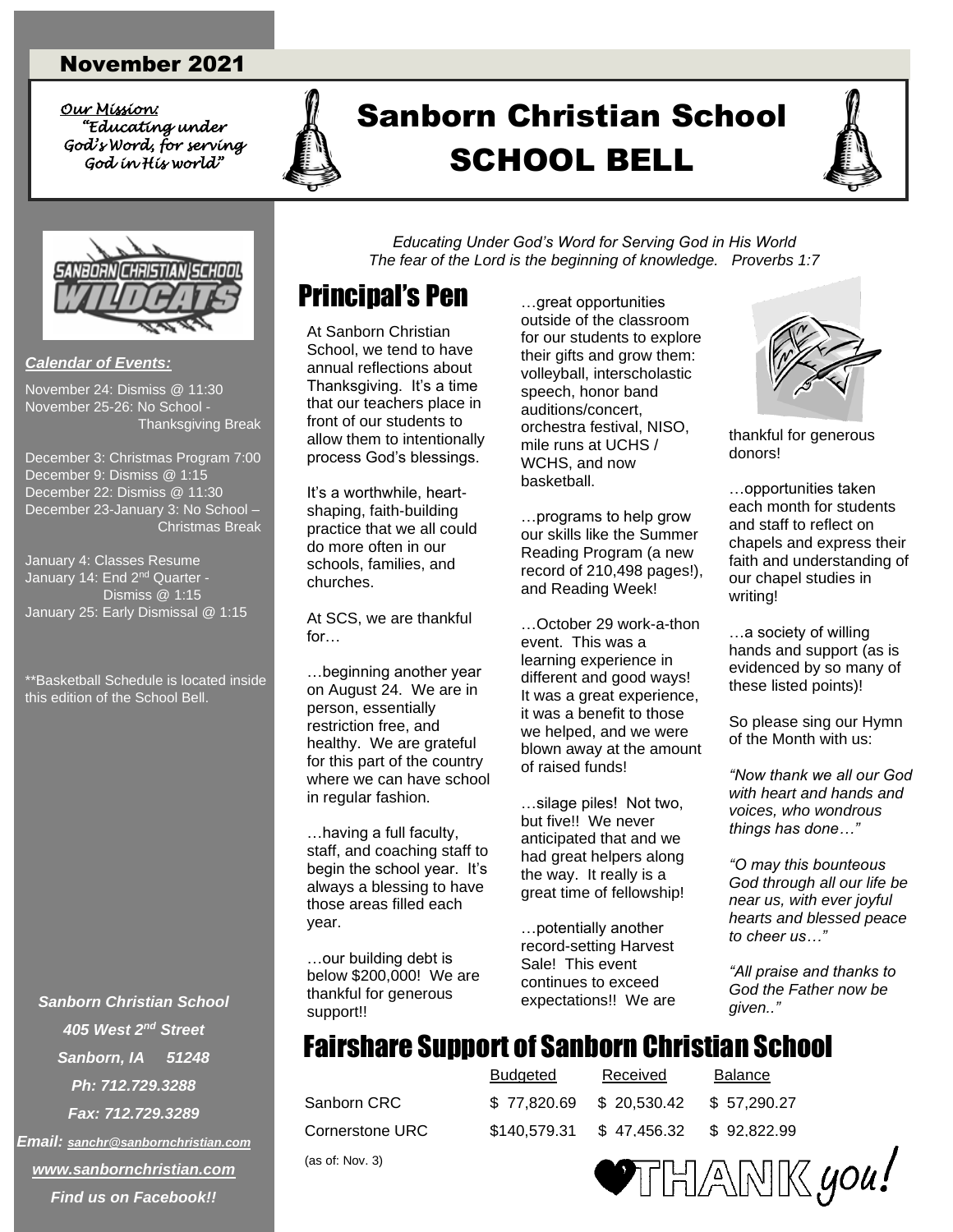November 2021

*Our Mission:*
*"Educating under God's Word, for serving God in His world"*

# Sanborn Christian School SCHOOL BELL

*Educating Under God's Word for Serving God in His World*
*The fear of the Lord is the beginning of knowledge. Proverbs 1:7*

***Calendar of Events:***

November 24: Dismiss @ 11:30
November 25-26: No School - Thanksgiving Break

December 3: Christmas Program 7:00
December 9: Dismiss @ 1:15
December 22: Dismiss @ 11:30
December 23-January 3: No School – Christmas Break

January 4: Classes Resume
January 14: End 2nd Quarter - Dismiss @ 1:15
January 25: Early Dismissal @ 1:15

**Basketball Schedule is located inside this edition of the School Bell.

***Sanborn Christian School***
***405 West 2nd Street***
***Sanborn, IA 51248***
***Ph: 712.729.3288***
***Fax: 712.729.3289***
***Email: sanchr@sanbornchristian.com***
***www.sanbornchristian.com***
***Find us on Facebook!!***

## Principal's Pen

At Sanborn Christian School, we tend to have annual reflections about Thanksgiving. It's a time that our teachers place in front of our students to allow them to intentionally process God's blessings.

It's a worthwhile, heart-shaping, faith-building practice that we all could do more often in our schools, families, and churches.

At SCS, we are thankful for…

…beginning another year on August 24. We are in person, essentially restriction free, and healthy. We are grateful for this part of the country where we can have school in regular fashion.

…having a full faculty, staff, and coaching staff to begin the school year. It's always a blessing to have those areas filled each year.

…our building debt is below $200,000! We are thankful for generous support!!

…great opportunities outside of the classroom for our students to explore their gifts and grow them: volleyball, interscholastic speech, honor band auditions/concert, orchestra festival, NISO, mile runs at UCHS / WCHS, and now basketball.

…programs to help grow our skills like the Summer Reading Program (a new record of 210,498 pages!), and Reading Week!

…October 29 work-a-thon event. This was a learning experience in different and good ways! It was a great experience, it was a benefit to those we helped, and we were blown away at the amount of raised funds!

…silage piles! Not two, but five!! We never anticipated that and we had great helpers along the way. It really is a great time of fellowship!

…potentially another record-setting Harvest Sale! This event continues to exceed expectations!! We are thankful for generous donors!

…opportunities taken each month for students and staff to reflect on chapels and express their faith and understanding of our chapel studies in writing!

…a society of willing hands and support (as is evidenced by so many of these listed points)!

So please sing our Hymn of the Month with us:

*"Now thank we all our God with heart and hands and voices, who wondrous things has done…"*

*"O may this bounteous God through all our life be near us, with ever joyful hearts and blessed peace to cheer us…"*

*"All praise and thanks to God the Father now be given.."*

## Fairshare Support of Sanborn Christian School

| | Budgeted | Received | Balance |
|---|---|---|---|
| Sanborn CRC | $ 77,820.69 | $ 20,530.42 | $ 57,290.27 |
| Cornerstone URC | $140,579.31 | $ 47,456.32 | $ 92,822.99 |

(as of: Nov. 3)

THANK you!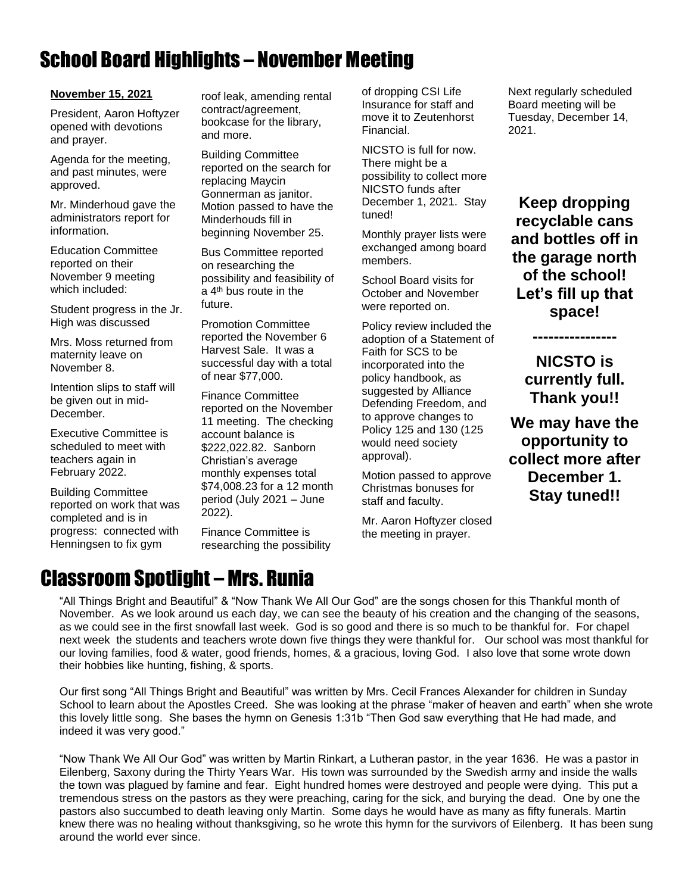# School Board Highlights – November Meeting

**November 15, 2021**

President, Aaron Hoftyzer opened with devotions and prayer.

Agenda for the meeting, and past minutes, were approved.

Mr. Minderhoud gave the administrators report for information.

Education Committee reported on their November 9 meeting which included:

Student progress in the Jr. High was discussed

Mrs. Moss returned from maternity leave on November 8.

Intention slips to staff will be given out in mid-December.

Executive Committee is scheduled to meet with teachers again in February 2022.

Building Committee reported on work that was completed and is in progress: connected with Henningsen to fix gym roof leak, amending rental contract/agreement, bookcase for the library, and more.

Building Committee reported on the search for replacing Maycin Gonnerman as janitor. Motion passed to have the Minderhouds fill in beginning November 25.

Bus Committee reported on researching the possibility and feasibility of a 4th bus route in the future.

Promotion Committee reported the November 6 Harvest Sale. It was a successful day with a total of near $77,000.

Finance Committee reported on the November 11 meeting. The checking account balance is $222,022.82. Sanborn Christian's average monthly expenses total $74,008.23 for a 12 month period (July 2021 – June 2022).

Finance Committee is researching the possibility of dropping CSI Life Insurance for staff and move it to Zeutenhorst Financial.

NICSTO is full for now. There might be a possibility to collect more NICSTO funds after December 1, 2021. Stay tuned!

Monthly prayer lists were exchanged among board members.

School Board visits for October and November were reported on.

Policy review included the adoption of a Statement of Faith for SCS to be incorporated into the policy handbook, as suggested by Alliance Defending Freedom, and to approve changes to Policy 125 and 130 (125 would need society approval).

Motion passed to approve Christmas bonuses for staff and faculty.

Mr. Aaron Hoftyzer closed the meeting in prayer.

Next regularly scheduled Board meeting will be Tuesday, December 14, 2021.

**Keep dropping recyclable cans and bottles off in the garage north of the school! Let's fill up that space!**

**----------------**

**NICSTO is currently full. Thank you!!**

**We may have the opportunity to collect more after December 1. Stay tuned!!**

# Classroom Spotlight – Mrs. Runia

"All Things Bright and Beautiful" & "Now Thank We All Our God" are the songs chosen for this Thankful month of November. As we look around us each day, we can see the beauty of his creation and the changing of the seasons, as we could see in the first snowfall last week. God is so good and there is so much to be thankful for. For chapel next week the students and teachers wrote down five things they were thankful for. Our school was most thankful for our loving families, food & water, good friends, homes, & a gracious, loving God. I also love that some wrote down their hobbies like hunting, fishing, & sports.

Our first song "All Things Bright and Beautiful" was written by Mrs. Cecil Frances Alexander for children in Sunday School to learn about the Apostles Creed. She was looking at the phrase "maker of heaven and earth" when she wrote this lovely little song. She bases the hymn on Genesis 1:31b "Then God saw everything that He had made, and indeed it was very good."

"Now Thank We All Our God" was written by Martin Rinkart, a Lutheran pastor, in the year 1636. He was a pastor in Eilenberg, Saxony during the Thirty Years War. His town was surrounded by the Swedish army and inside the walls the town was plagued by famine and fear. Eight hundred homes were destroyed and people were dying. This put a tremendous stress on the pastors as they were preaching, caring for the sick, and burying the dead. One by one the pastors also succumbed to death leaving only Martin. Some days he would have as many as fifty funerals. Martin knew there was no healing without thanksgiving, so he wrote this hymn for the survivors of Eilenberg. It has been sung around the world ever since.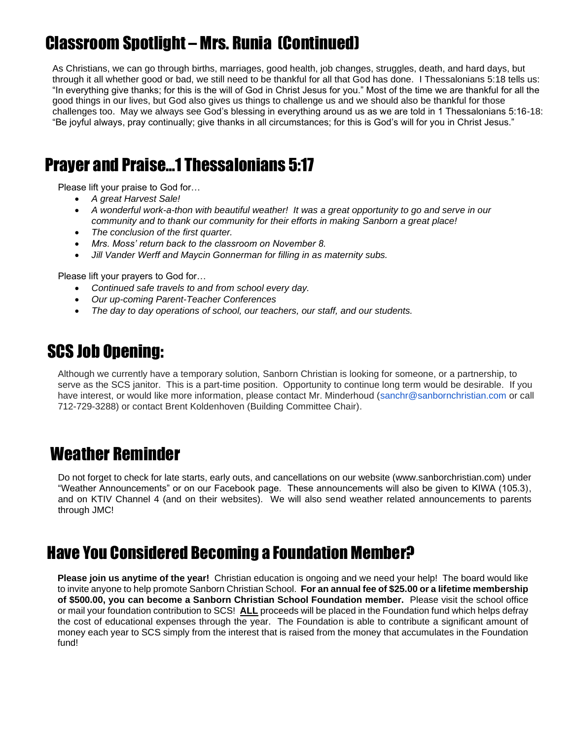## Classroom Spotlight – Mrs. Runia (Continued)

As Christians, we can go through births, marriages, good health, job changes, struggles, death, and hard days, but through it all whether good or bad, we still need to be thankful for all that God has done. I Thessalonians 5:18 tells us: "In everything give thanks; for this is the will of God in Christ Jesus for you." Most of the time we are thankful for all the good things in our lives, but God also gives us things to challenge us and we should also be thankful for those challenges too. May we always see God's blessing in everything around us as we are told in 1 Thessalonians 5:16-18: "Be joyful always, pray continually; give thanks in all circumstances; for this is God's will for you in Christ Jesus."

## Prayer and Praise…1 Thessalonians 5:17

Please lift your praise to God for…

- *A great Harvest Sale!*
- *A wonderful work-a-thon with beautiful weather! It was a great opportunity to go and serve in our community and to thank our community for their efforts in making Sanborn a great place!*
- *The conclusion of the first quarter.*
- *Mrs. Moss' return back to the classroom on November 8.*
- *Jill Vander Werff and Maycin Gonnerman for filling in as maternity subs.*

Please lift your prayers to God for…

- *Continued safe travels to and from school every day.*
- *Our up-coming Parent-Teacher Conferences*
- *The day to day operations of school, our teachers, our staff, and our students.*

## SCS Job Opening:

Although we currently have a temporary solution, Sanborn Christian is looking for someone, or a partnership, to serve as the SCS janitor. This is a part-time position. Opportunity to continue long term would be desirable. If you have interest, or would like more information, please contact Mr. Minderhoud (sanchr@sanbornchristian.com or call 712-729-3288) or contact Brent Koldenhoven (Building Committee Chair).

## Weather Reminder

Do not forget to check for late starts, early outs, and cancellations on our website (www.sanborchristian.com) under "Weather Announcements" or on our Facebook page. These announcements will also be given to KIWA (105.3), and on KTIV Channel 4 (and on their websites). We will also send weather related announcements to parents through JMC!

## Have You Considered Becoming a Foundation Member?

**Please join us anytime of the year!** Christian education is ongoing and we need your help! The board would like to invite anyone to help promote Sanborn Christian School. **For an annual fee of $25.00 or a lifetime membership of $500.00, you can become a Sanborn Christian School Foundation member.** Please visit the school office or mail your foundation contribution to SCS! **ALL** proceeds will be placed in the Foundation fund which helps defray the cost of educational expenses through the year. The Foundation is able to contribute a significant amount of money each year to SCS simply from the interest that is raised from the money that accumulates in the Foundation fund!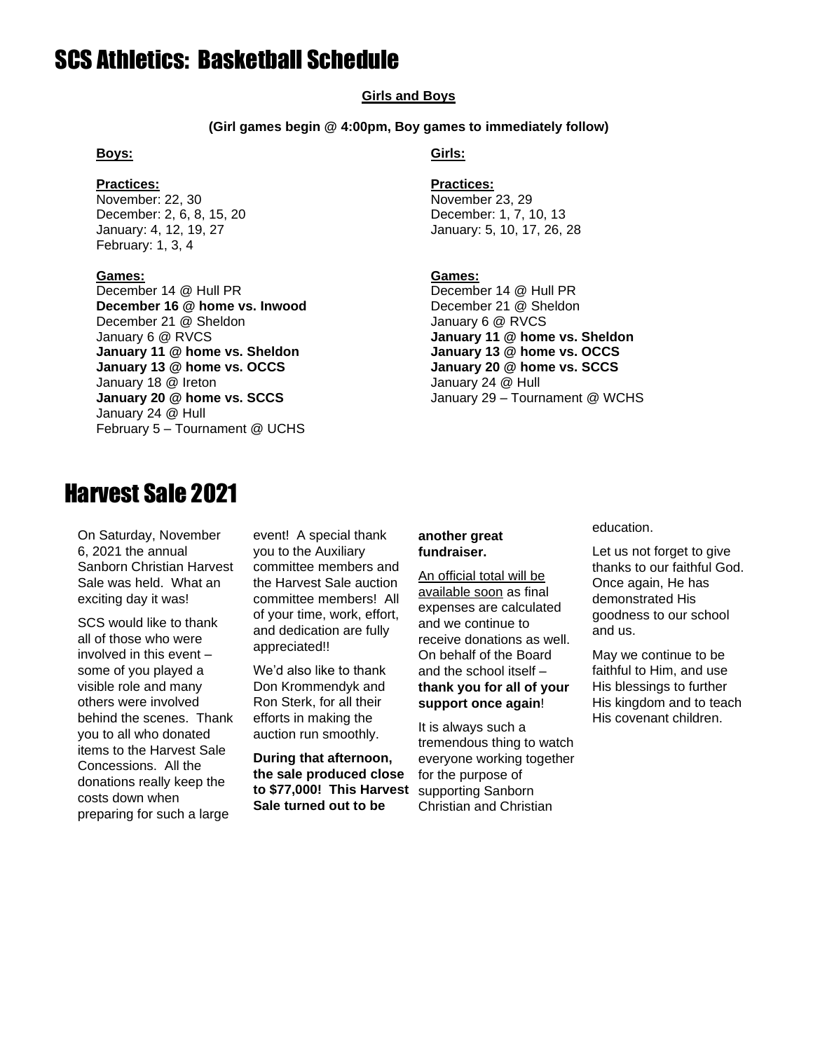# SCS Athletics: Basketball Schedule

**Girls and Boys**

**(Girl games begin @ 4:00pm, Boy games to immediately follow)**

**Boys:**

**Practices:**
November: 22, 30
December: 2, 6, 8, 15, 20
January: 4, 12, 19, 27
February: 1, 3, 4

**Games:**
December 14 @ Hull PR
**December 16 @ home vs. Inwood**
December 21 @ Sheldon
January 6 @ RVCS
**January 11 @ home vs. Sheldon**
**January 13 @ home vs. OCCS**
January 18 @ Ireton
**January 20 @ home vs. SCCS**
January 24 @ Hull
February 5 – Tournament @ UCHS

**Girls:**

**Practices:**
November 23, 29
December: 1, 7, 10, 13
January: 5, 10, 17, 26, 28

**Games:**
December 14 @ Hull PR
December 21 @ Sheldon
January 6 @ RVCS
**January 11 @ home vs. Sheldon**
**January 13 @ home vs. OCCS**
**January 20 @ home vs. SCCS**
January 24 @ Hull
January 29 – Tournament @ WCHS

# Harvest Sale 2021

On Saturday, November 6, 2021 the annual Sanborn Christian Harvest Sale was held. What an exciting day it was!

SCS would like to thank all of those who were involved in this event – some of you played a visible role and many others were involved behind the scenes. Thank you to all who donated items to the Harvest Sale Concessions. All the donations really keep the costs down when preparing for such a large event! A special thank you to the Auxiliary committee members and the Harvest Sale auction committee members! All of your time, work, effort, and dedication are fully appreciated!!

We'd also like to thank Don Krommendyk and Ron Sterk, for all their efforts in making the auction run smoothly.

**During that afternoon, the sale produced close to $77,000! This Harvest Sale turned out to be another great fundraiser.**

An official total will be available soon as final expenses are calculated and we continue to receive donations as well. On behalf of the Board and the school itself – **thank you for all of your support once again**!

It is always such a tremendous thing to watch everyone working together for the purpose of supporting Sanborn Christian and Christian education.

Let us not forget to give thanks to our faithful God. Once again, He has demonstrated His goodness to our school and us.

May we continue to be faithful to Him, and use His blessings to further His kingdom and to teach His covenant children.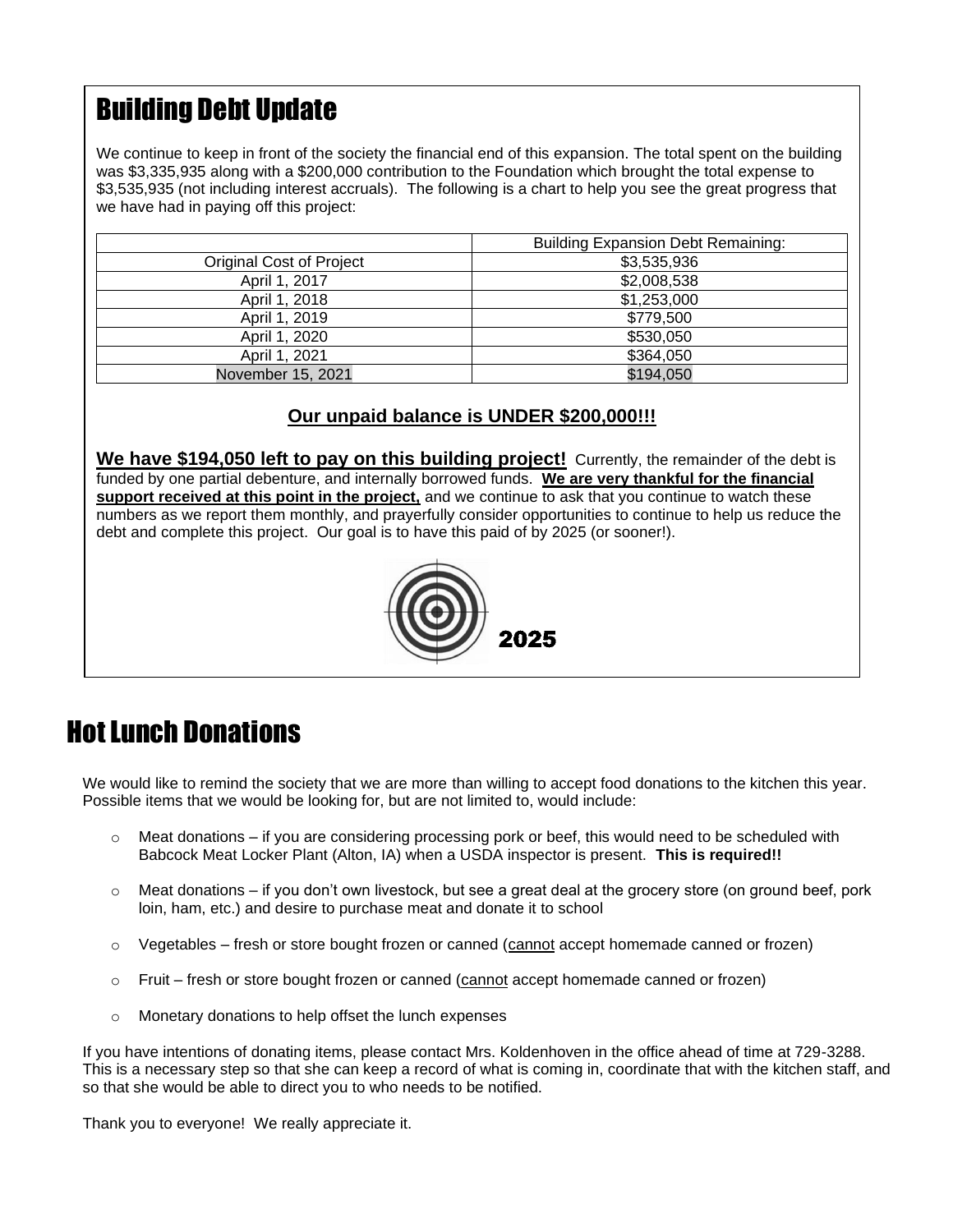## Building Debt Update

We continue to keep in front of the society the financial end of this expansion. The total spent on the building was $3,335,935 along with a $200,000 contribution to the Foundation which brought the total expense to $3,535,935 (not including interest accruals). The following is a chart to help you see the great progress that we have had in paying off this project:

| | Building Expansion Debt Remaining: |
|---|---|
| Original Cost of Project | $3,535,936 |
| April 1, 2017 | $2,008,538 |
| April 1, 2018 | $1,253,000 |
| April 1, 2019 | $779,500 |
| April 1, 2020 | $530,050 |
| April 1, 2021 | $364,050 |
| November 15, 2021 | $194,050 |

**Our unpaid balance is UNDER $200,000!!!**

**We have $194,050 left to pay on this building project!** Currently, the remainder of the debt is funded by one partial debenture, and internally borrowed funds. **We are very thankful for the financial support received at this point in the project,** and we continue to ask that you continue to watch these numbers as we report them monthly, and prayerfully consider opportunities to continue to help us reduce the debt and complete this project. Our goal is to have this paid of by 2025 (or sooner!).

**2025**

## Hot Lunch Donations

We would like to remind the society that we are more than willing to accept food donations to the kitchen this year. Possible items that we would be looking for, but are not limited to, would include:

- Meat donations – if you are considering processing pork or beef, this would need to be scheduled with Babcock Meat Locker Plant (Alton, IA) when a USDA inspector is present. **This is required!!**
- Meat donations – if you don't own livestock, but see a great deal at the grocery store (on ground beef, pork loin, ham, etc.) and desire to purchase meat and donate it to school
- Vegetables – fresh or store bought frozen or canned (cannot accept homemade canned or frozen)
- Fruit – fresh or store bought frozen or canned (cannot accept homemade canned or frozen)
- Monetary donations to help offset the lunch expenses

If you have intentions of donating items, please contact Mrs. Koldenhoven in the office ahead of time at 729-3288. This is a necessary step so that she can keep a record of what is coming in, coordinate that with the kitchen staff, and so that she would be able to direct you to who needs to be notified.

Thank you to everyone! We really appreciate it.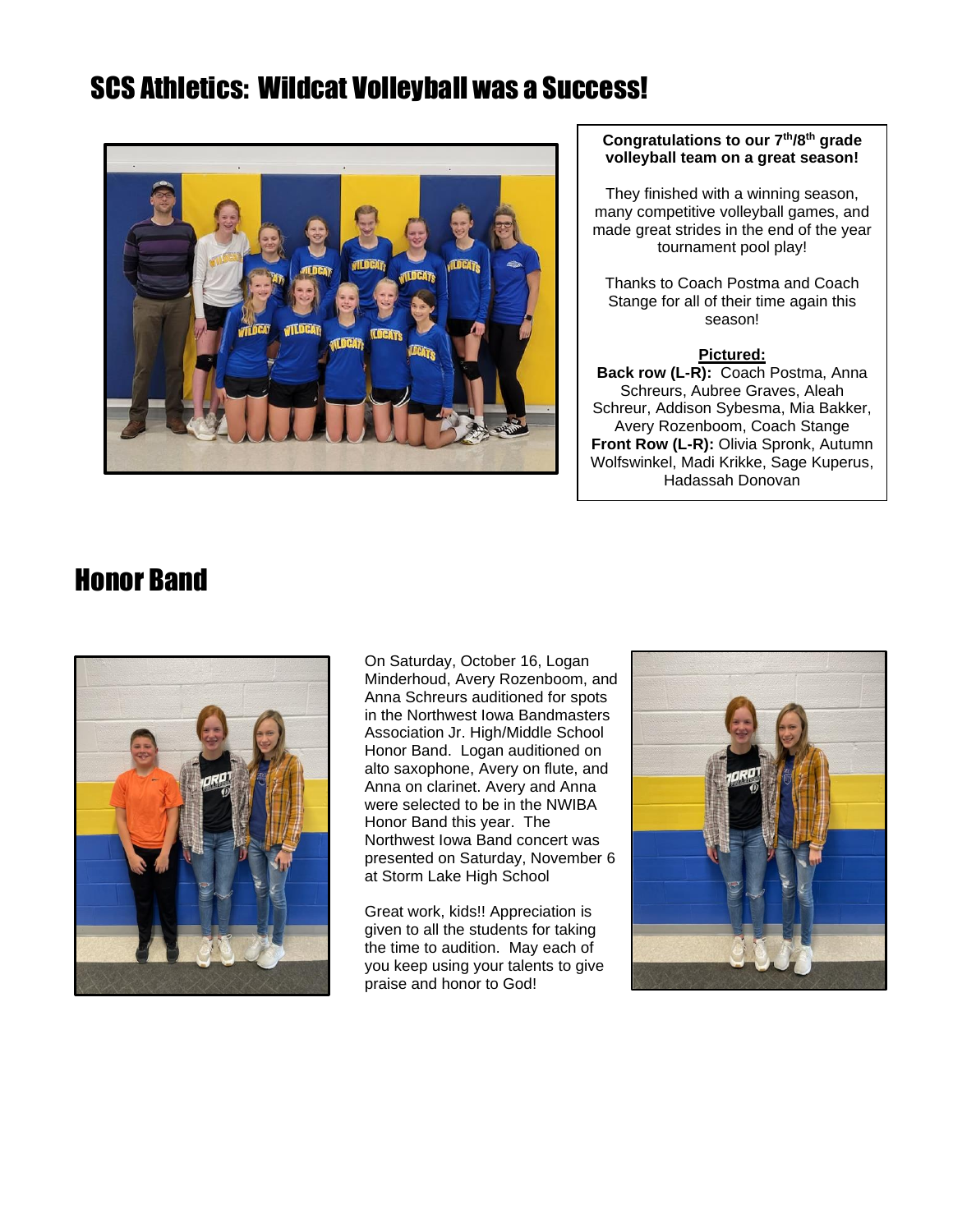# SCS Athletics: Wildcat Volleyball was a Success!

**Congratulations to our 7th/8th grade volleyball team on a great season!**

They finished with a winning season, many competitive volleyball games, and made great strides in the end of the year tournament pool play!

Thanks to Coach Postma and Coach Stange for all of their time again this season!

**Pictured:**
**Back row (L-R):** Coach Postma, Anna Schreurs, Aubree Graves, Aleah Schreur, Addison Sybesma, Mia Bakker, Avery Rozenboom, Coach Stange
**Front Row (L-R):** Olivia Spronk, Autumn Wolfswinkel, Madi Krikke, Sage Kuperus, Hadassah Donovan

# Honor Band

On Saturday, October 16, Logan Minderhoud, Avery Rozenboom, and Anna Schreurs auditioned for spots in the Northwest Iowa Bandmasters Association Jr. High/Middle School Honor Band. Logan auditioned on alto saxophone, Avery on flute, and Anna on clarinet. Avery and Anna were selected to be in the NWIBA Honor Band this year. The Northwest Iowa Band concert was presented on Saturday, November 6 at Storm Lake High School

Great work, kids!! Appreciation is given to all the students for taking the time to audition. May each of you keep using your talents to give praise and honor to God!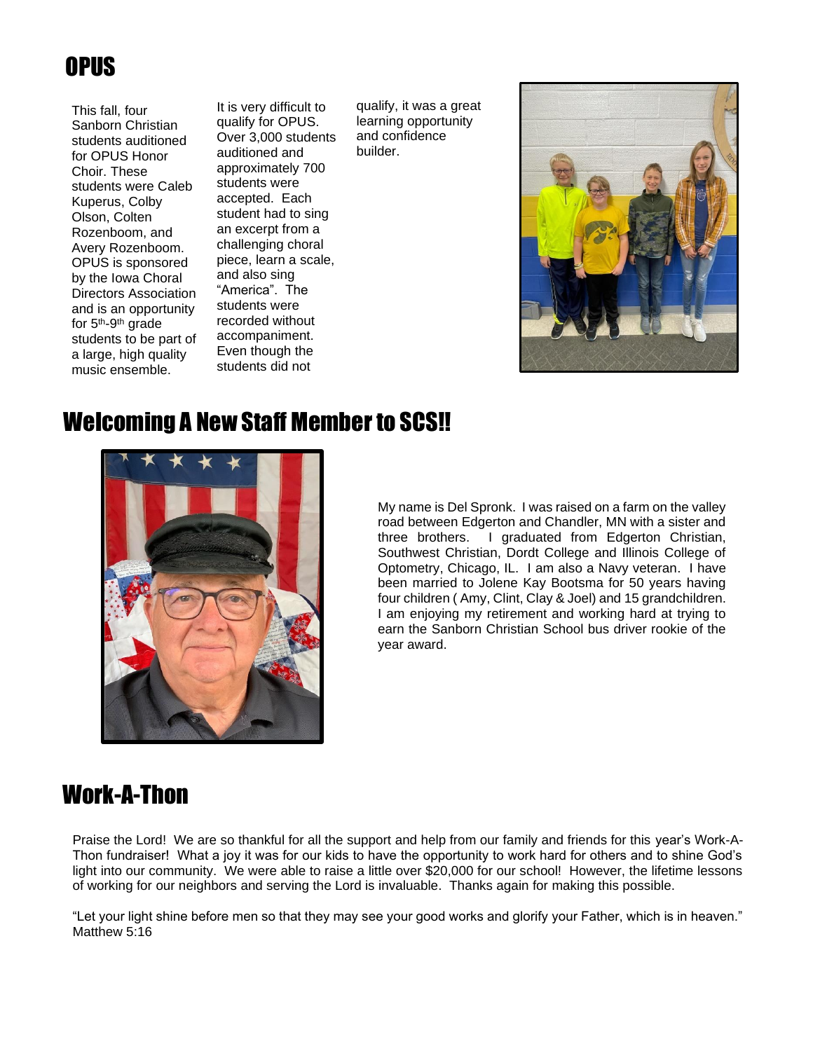## OPUS

This fall, four Sanborn Christian students auditioned for OPUS Honor Choir. These students were Caleb Kuperus, Colby Olson, Colten Rozenboom, and Avery Rozenboom. OPUS is sponsored by the Iowa Choral Directors Association and is an opportunity for 5th-9th grade students to be part of a large, high quality music ensemble.

It is very difficult to qualify for OPUS. Over 3,000 students auditioned and approximately 700 students were accepted. Each student had to sing an excerpt from a challenging choral piece, learn a scale, and also sing "America". The students were recorded without accompaniment. Even though the students did not qualify, it was a great learning opportunity and confidence builder.

## Welcoming A New Staff Member to SCS!!

My name is Del Spronk. I was raised on a farm on the valley road between Edgerton and Chandler, MN with a sister and three brothers. I graduated from Edgerton Christian, Southwest Christian, Dordt College and Illinois College of Optometry, Chicago, IL. I am also a Navy veteran. I have been married to Jolene Kay Bootsma for 50 years having four children ( Amy, Clint, Clay & Joel) and 15 grandchildren. I am enjoying my retirement and working hard at trying to earn the Sanborn Christian School bus driver rookie of the year award.

## Work-A-Thon

Praise the Lord! We are so thankful for all the support and help from our family and friends for this year's Work-A-Thon fundraiser! What a joy it was for our kids to have the opportunity to work hard for others and to shine God's light into our community. We were able to raise a little over $20,000 for our school! However, the lifetime lessons of working for our neighbors and serving the Lord is invaluable. Thanks again for making this possible.

"Let your light shine before men so that they may see your good works and glorify your Father, which is in heaven." Matthew 5:16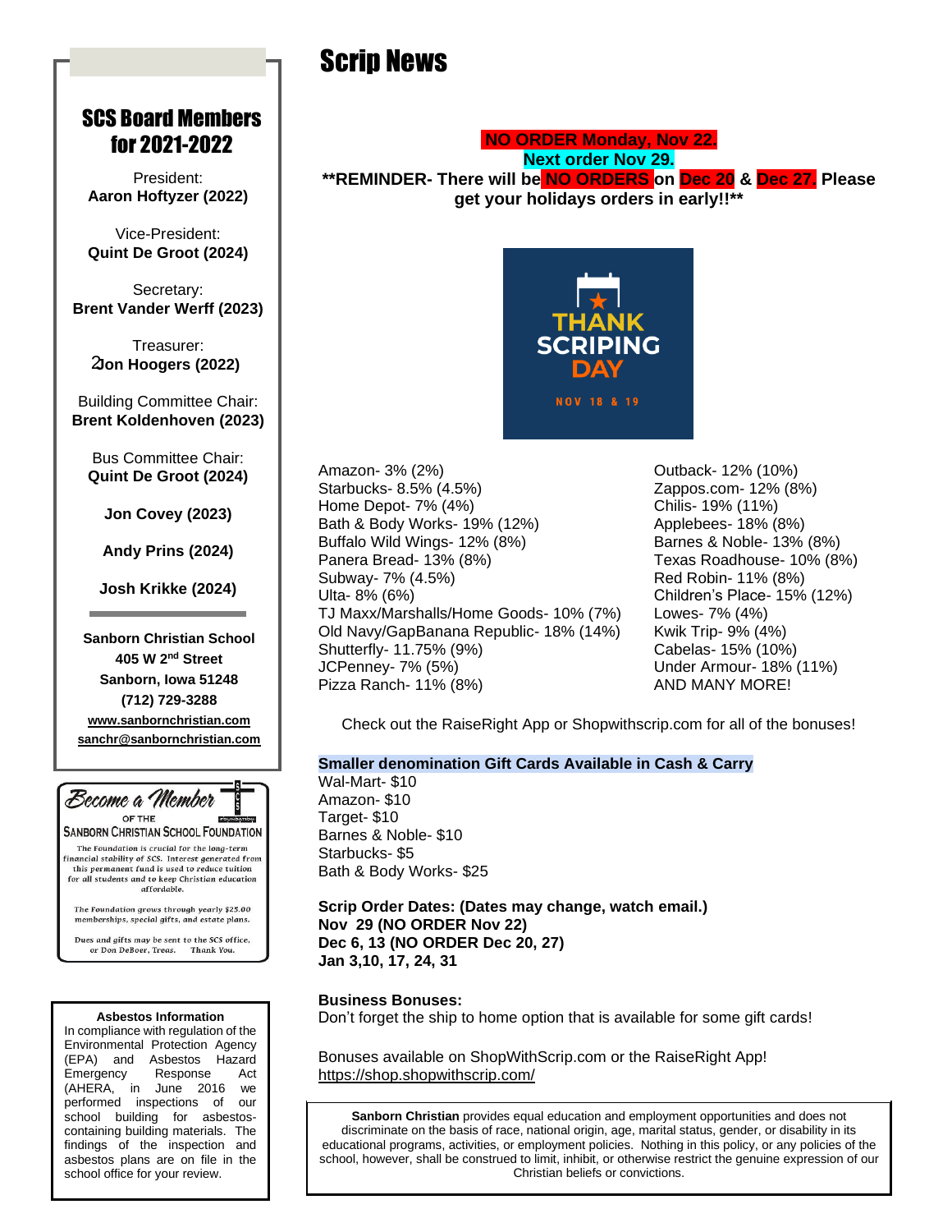## SCS Board Members for 2021-2022

President:
**Aaron Hoftyzer (2022)**

Vice-President:
**Quint De Groot (2024)**

Secretary:
**Brent Vander Werff (2023)**

Treasurer:
**Jon Hoogers (2022)**

Building Committee Chair:
**Brent Koldenhoven (2023)**

Bus Committee Chair:
**Quint De Groot (2024)**

**Jon Covey (2023)**

**Andy Prins (2024)**

**Josh Krikke (2024)**

**Sanborn Christian School**
**405 W 2nd Street**
**Sanborn, Iowa 51248**
**(712) 729-3288**
**www.sanbornchristian.com**
**sanchr@sanbornchristian.com**

### Become a Member of the Sanborn Christian School Foundation

The Foundation is crucial for the long-term financial stability of SCS. Interest generated from this permanent fund is used to reduce tuition for all students and to keep Christian education affordable.

The Foundation grows through yearly $25.00 memberships, special gifts, and estate plans.

Dues and gifts may be sent to the SCS office, or Don DeBoer, Treas. Thank You.

**Asbestos Information**

In compliance with regulation of the Environmental Protection Agency (EPA) and Asbestos Hazard Emergency Response Act (AHERA, in June 2016 we performed inspections of our school building for asbestos-containing building materials. The findings of the inspection and asbestos plans are on file in the school office for your review.

# Scrip News

**NO ORDER Monday, Nov 22.**
**Next order Nov 29.**
**\*\*REMINDER- There will be NO ORDERS on Dec 20 & Dec 27. Please get your holidays orders in early!!\*\***

THANK SCRIPING DAY
NOV 18 & 19

Amazon- 3% (2%)
Starbucks- 8.5% (4.5%)
Home Depot- 7% (4%)
Bath & Body Works- 19% (12%)
Buffalo Wild Wings- 12% (8%)
Panera Bread- 13% (8%)
Subway- 7% (4.5%)
Ulta- 8% (6%)
TJ Maxx/Marshalls/Home Goods- 10% (7%)
Old Navy/GapBanana Republic- 18% (14%)
Shutterfly- 11.75% (9%)
JCPenney- 7% (5%)
Pizza Ranch- 11% (8%)
Outback- 12% (10%)
Zappos.com- 12% (8%)
Chilis- 19% (11%)
Applebees- 18% (8%)
Barnes & Noble- 13% (8%)
Texas Roadhouse- 10% (8%)
Red Robin- 11% (8%)
Children's Place- 15% (12%)
Lowes- 7% (4%)
Kwik Trip- 9% (4%)
Cabelas- 15% (10%)
Under Armour- 18% (11%)
AND MANY MORE!

Check out the RaiseRight App or Shopwithscrip.com for all of the bonuses!

**Smaller denomination Gift Cards Available in Cash & Carry**
Wal-Mart- $10
Amazon- $10
Target- $10
Barnes & Noble- $10
Starbucks- $5
Bath & Body Works- $25

**Scrip Order Dates: (Dates may change, watch email.)**
**Nov 29 (NO ORDER Nov 22)**
**Dec 6, 13 (NO ORDER Dec 20, 27)**
**Jan 3,10, 17, 24, 31**

**Business Bonuses:**
Don't forget the ship to home option that is available for some gift cards!

Bonuses available on ShopWithScrip.com or the RaiseRight App!
https://shop.shopwithscrip.com/

**Sanborn Christian** provides equal education and employment opportunities and does not discriminate on the basis of race, national origin, age, marital status, gender, or disability in its educational programs, activities, or employment policies. Nothing in this policy, or any policies of the school, however, shall be construed to limit, inhibit, or otherwise restrict the genuine expression of our Christian beliefs or convictions.